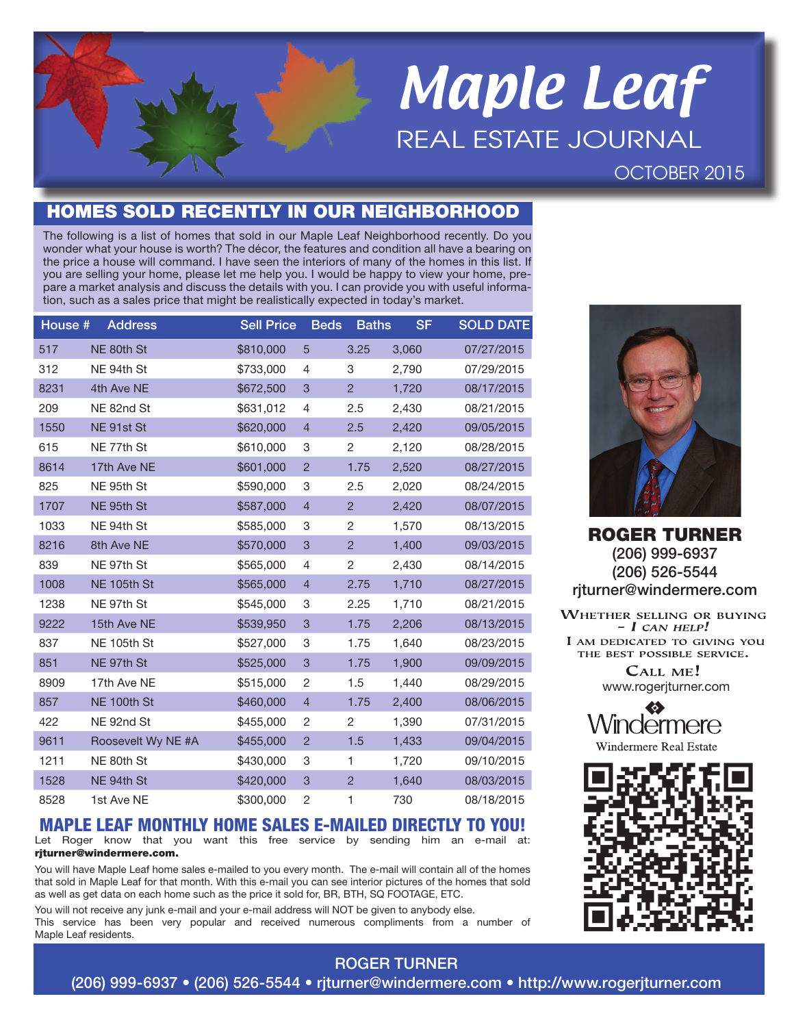# Maple Leaf

REAL ESTATE JOURNAL

OCTOBER 2015

## HOMES SOLD RECENTLY IN OUR NEIGHBORHOOD

The following is a list of homes that sold in our Maple Leaf Neighborhood recently. Do you wonder what your house is worth? The décor, the features and condition all have a bearing on the price a house will command. I have seen the interiors of many of the homes in this list. If you are selling your home, please let me help you. I would be happy to view your home, prepare a market analysis and discuss the details with you. I can provide you with useful information, such as a sales price that might be realistically expected in today's market.

| House # | Address | Sell Price | Beds | Baths | SF | SOLD DATE |
|---|---|---|---|---|---|---|
| 517 | NE 80th St | $810,000 | 5 | 3.25 | 3,060 | 07/27/2015 |
| 312 | NE 94th St | $733,000 | 4 | 3 | 2,790 | 07/29/2015 |
| 8231 | 4th Ave NE | $672,500 | 3 | 2 | 1,720 | 08/17/2015 |
| 209 | NE 82nd St | $631,012 | 4 | 2.5 | 2,430 | 08/21/2015 |
| 1550 | NE 91st St | $620,000 | 4 | 2.5 | 2,420 | 09/05/2015 |
| 615 | NE 77th St | $610,000 | 3 | 2 | 2,120 | 08/28/2015 |
| 8614 | 17th Ave NE | $601,000 | 2 | 1.75 | 2,520 | 08/27/2015 |
| 825 | NE 95th St | $590,000 | 3 | 2.5 | 2,020 | 08/24/2015 |
| 1707 | NE 95th St | $587,000 | 4 | 2 | 2,420 | 08/07/2015 |
| 1033 | NE 94th St | $585,000 | 3 | 2 | 1,570 | 08/13/2015 |
| 8216 | 8th Ave NE | $570,000 | 3 | 2 | 1,400 | 09/03/2015 |
| 839 | NE 97th St | $565,000 | 4 | 2 | 2,430 | 08/14/2015 |
| 1008 | NE 105th St | $565,000 | 4 | 2.75 | 1,710 | 08/27/2015 |
| 1238 | NE 97th St | $545,000 | 3 | 2.25 | 1,710 | 08/21/2015 |
| 9222 | 15th Ave NE | $539,950 | 3 | 1.75 | 2,206 | 08/13/2015 |
| 837 | NE 105th St | $527,000 | 3 | 1.75 | 1,640 | 08/23/2015 |
| 851 | NE 97th St | $525,000 | 3 | 1.75 | 1,900 | 09/09/2015 |
| 8909 | 17th Ave NE | $515,000 | 2 | 1.5 | 1,440 | 08/29/2015 |
| 857 | NE 100th St | $460,000 | 4 | 1.75 | 2,400 | 08/06/2015 |
| 422 | NE 92nd St | $455,000 | 2 | 2 | 1,390 | 07/31/2015 |
| 9611 | Roosevelt Wy NE #A | $455,000 | 2 | 1.5 | 1,433 | 09/04/2015 |
| 1211 | NE 80th St | $430,000 | 3 | 1 | 1,720 | 09/10/2015 |
| 1528 | NE 94th St | $420,000 | 3 | 2 | 1,640 | 08/03/2015 |
| 8528 | 1st Ave NE | $300,000 | 2 | 1 | 730 | 08/18/2015 |

## MAPLE LEAF MONTHLY HOME SALES E-MAILED DIRECTLY TO YOU!

Let Roger know that you want this free service by sending him an e-mail at: **rjturner@windermere.com.**

You will have Maple Leaf home sales e-mailed to you every month. The e-mail will contain all of the homes that sold in Maple Leaf for that month. With this e-mail you can see interior pictures of the homes that sold as well as get data on each home such as the price it sold for, BR, BTH, SQ FOOTAGE, ETC.

You will not receive any junk e-mail and your e-mail address will NOT be given to anybody else.
This service has been very popular and received numerous compliments from a number of Maple Leaf residents.

**ROGER TURNER**
(206) 999-6937
(206) 526-5544
rjturner@windermere.com

WHETHER SELLING OR BUYING – *I CAN HELP!*
I AM DEDICATED TO GIVING YOU THE BEST POSSIBLE SERVICE.

CALL ME!
www.rogerjturner.com

Windermere
Windermere Real Estate

ROGER TURNER
(206) 999-6937 • (206) 526-5544 • rjturner@windermere.com • http://www.rogerjturner.com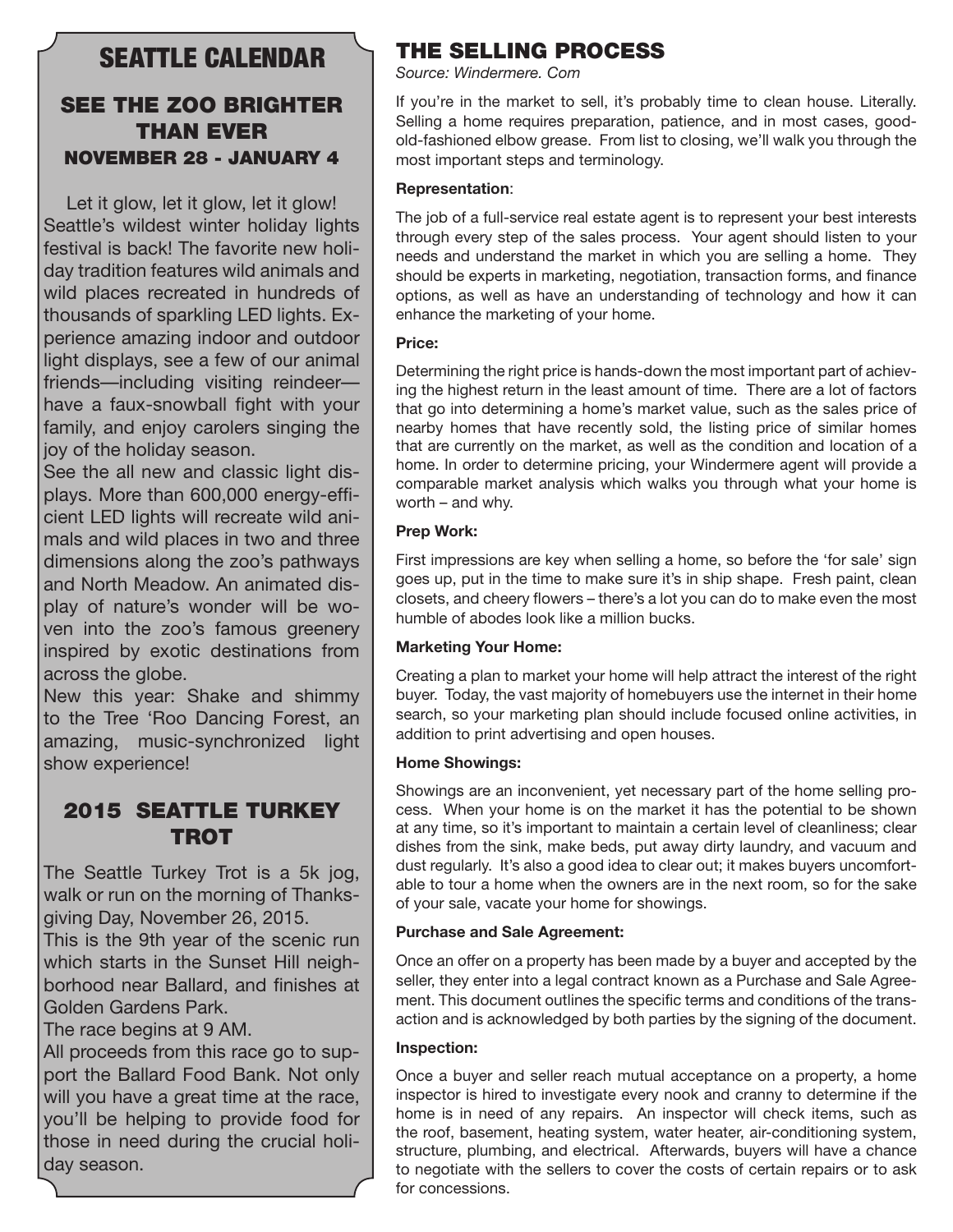# SEATTLE CALENDAR

## SEE THE ZOO BRIGHTER THAN EVER

### NOVEMBER 28 - JANUARY 4

Let it glow, let it glow, let it glow! Seattle's wildest winter holiday lights festival is back! The favorite new holiday tradition features wild animals and wild places recreated in hundreds of thousands of sparkling LED lights. Experience amazing indoor and outdoor light displays, see a few of our animal friends—including visiting reindeer—have a faux-snowball fight with your family, and enjoy carolers singing the joy of the holiday season.

See the all new and classic light displays. More than 600,000 energy-efficient LED lights will recreate wild animals and wild places in two and three dimensions along the zoo's pathways and North Meadow. An animated display of nature's wonder will be woven into the zoo's famous greenery inspired by exotic destinations from across the globe.

New this year: Shake and shimmy to the Tree 'Roo Dancing Forest, an amazing, music-synchronized light show experience!

## 2015 SEATTLE TURKEY TROT

The Seattle Turkey Trot is a 5k jog, walk or run on the morning of Thanksgiving Day, November 26, 2015.

This is the 9th year of the scenic run which starts in the Sunset Hill neighborhood near Ballard, and finishes at Golden Gardens Park.

The race begins at 9 AM.

All proceeds from this race go to support the Ballard Food Bank. Not only will you have a great time at the race, you'll be helping to provide food for those in need during the crucial holiday season.

# THE SELLING PROCESS

*Source: Windermere. Com*

If you're in the market to sell, it's probably time to clean house. Literally. Selling a home requires preparation, patience, and in most cases, good-old-fashioned elbow grease. From list to closing, we'll walk you through the most important steps and terminology.

**Representation**:

The job of a full-service real estate agent is to represent your best interests through every step of the sales process. Your agent should listen to your needs and understand the market in which you are selling a home. They should be experts in marketing, negotiation, transaction forms, and finance options, as well as have an understanding of technology and how it can enhance the marketing of your home.

**Price:**

Determining the right price is hands-down the most important part of achieving the highest return in the least amount of time. There are a lot of factors that go into determining a home's market value, such as the sales price of nearby homes that have recently sold, the listing price of similar homes that are currently on the market, as well as the condition and location of a home. In order to determine pricing, your Windermere agent will provide a comparable market analysis which walks you through what your home is worth – and why.

**Prep Work:**

First impressions are key when selling a home, so before the 'for sale' sign goes up, put in the time to make sure it's in ship shape. Fresh paint, clean closets, and cheery flowers – there's a lot you can do to make even the most humble of abodes look like a million bucks.

**Marketing Your Home:**

Creating a plan to market your home will help attract the interest of the right buyer. Today, the vast majority of homebuyers use the internet in their home search, so your marketing plan should include focused online activities, in addition to print advertising and open houses.

**Home Showings:**

Showings are an inconvenient, yet necessary part of the home selling process. When your home is on the market it has the potential to be shown at any time, so it's important to maintain a certain level of cleanliness; clear dishes from the sink, make beds, put away dirty laundry, and vacuum and dust regularly. It's also a good idea to clear out; it makes buyers uncomfortable to tour a home when the owners are in the next room, so for the sake of your sale, vacate your home for showings.

**Purchase and Sale Agreement:**

Once an offer on a property has been made by a buyer and accepted by the seller, they enter into a legal contract known as a Purchase and Sale Agreement. This document outlines the specific terms and conditions of the transaction and is acknowledged by both parties by the signing of the document.

**Inspection:**

Once a buyer and seller reach mutual acceptance on a property, a home inspector is hired to investigate every nook and cranny to determine if the home is in need of any repairs. An inspector will check items, such as the roof, basement, heating system, water heater, air-conditioning system, structure, plumbing, and electrical. Afterwards, buyers will have a chance to negotiate with the sellers to cover the costs of certain repairs or to ask for concessions.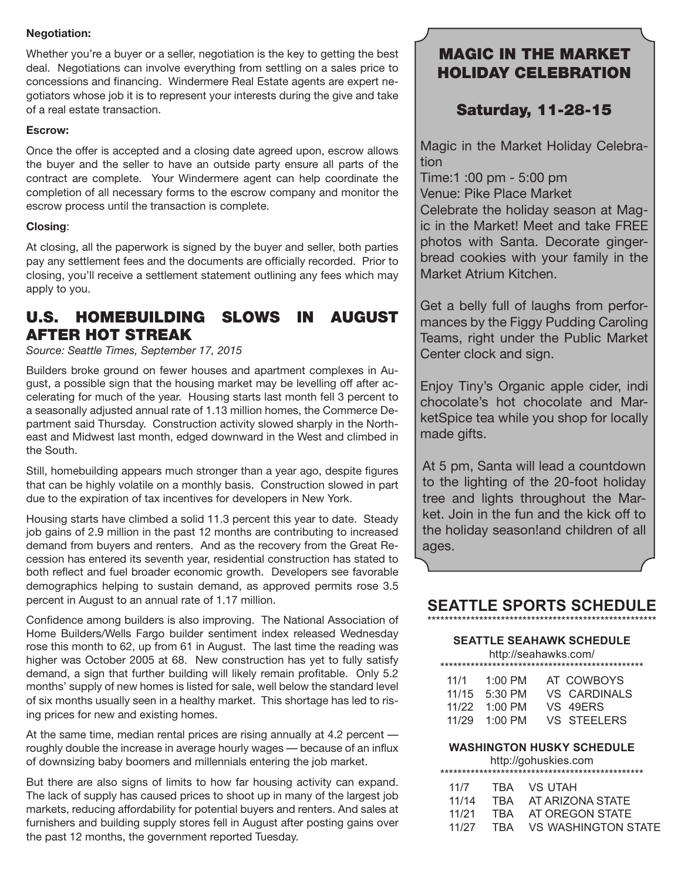**Negotiation:**

Whether you're a buyer or a seller, negotiation is the key to getting the best deal. Negotiations can involve everything from settling on a sales price to concessions and financing. Windermere Real Estate agents are expert negotiators whose job it is to represent your interests during the give and take of a real estate transaction.

**Escrow:**

Once the offer is accepted and a closing date agreed upon, escrow allows the buyer and the seller to have an outside party ensure all parts of the contract are complete. Your Windermere agent can help coordinate the completion of all necessary forms to the escrow company and monitor the escrow process until the transaction is complete.

**Closing**:

At closing, all the paperwork is signed by the buyer and seller, both parties pay any settlement fees and the documents are officially recorded. Prior to closing, you'll receive a settlement statement outlining any fees which may apply to you.

## U.S. HOMEBUILDING SLOWS IN AUGUST AFTER HOT STREAK

*Source: Seattle Times, September 17, 2015*

Builders broke ground on fewer houses and apartment complexes in August, a possible sign that the housing market may be levelling off after accelerating for much of the year. Housing starts last month fell 3 percent to a seasonally adjusted annual rate of 1.13 million homes, the Commerce Department said Thursday. Construction activity slowed sharply in the Northeast and Midwest last month, edged downward in the West and climbed in the South.

Still, homebuilding appears much stronger than a year ago, despite figures that can be highly volatile on a monthly basis. Construction slowed in part due to the expiration of tax incentives for developers in New York.

Housing starts have climbed a solid 11.3 percent this year to date. Steady job gains of 2.9 million in the past 12 months are contributing to increased demand from buyers and renters. And as the recovery from the Great Recession has entered its seventh year, residential construction has stated to both reflect and fuel broader economic growth. Developers see favorable demographics helping to sustain demand, as approved permits rose 3.5 percent in August to an annual rate of 1.17 million.

Confidence among builders is also improving. The National Association of Home Builders/Wells Fargo builder sentiment index released Wednesday rose this month to 62, up from 61 in August. The last time the reading was higher was October 2005 at 68. New construction has yet to fully satisfy demand, a sign that further building will likely remain profitable. Only 5.2 months' supply of new homes is listed for sale, well below the standard level of six months usually seen in a healthy market. This shortage has led to rising prices for new and existing homes.

At the same time, median rental prices are rising annually at 4.2 percent — roughly double the increase in average hourly wages — because of an influx of downsizing baby boomers and millennials entering the job market.

But there are also signs of limits to how far housing activity can expand. The lack of supply has caused prices to shoot up in many of the largest job markets, reducing affordability for potential buyers and renters. And sales at furnishers and building supply stores fell in August after posting gains over the past 12 months, the government reported Tuesday.

## MAGIC IN THE MARKET HOLIDAY CELEBRATION

### Saturday, 11-28-15

Magic in the Market Holiday Celebration

Time:1 :00 pm - 5:00 pm

Venue: Pike Place Market

Celebrate the holiday season at Magic in the Market! Meet and take FREE photos with Santa. Decorate gingerbread cookies with your family in the Market Atrium Kitchen.

Get a belly full of laughs from performances by the Figgy Pudding Caroling Teams, right under the Public Market Center clock and sign.

Enjoy Tiny's Organic apple cider, indi chocolate's hot chocolate and MarketSpice tea while you shop for locally made gifts.

At 5 pm, Santa will lead a countdown to the lighting of the 20-foot holiday tree and lights throughout the Market. Join in the fun and the kick off to the holiday season!and children of all ages.

## SEATTLE SPORTS SCHEDULE

*****************************************************

### SEATTLE SEAHAWK SCHEDULE

http://seahawks.com/

***********************************************

| Date | Time | Opponent |
|---|---|---|
| 11/1 | 1:00 PM | AT COWBOYS |
| 11/15 | 5:30 PM | VS CARDINALS |
| 11/22 | 1:00 PM | VS 49ERS |
| 11/29 | 1:00 PM | VS STEELERS |

### WASHINGTON HUSKY SCHEDULE

http://gohuskies.com

***********************************************

| Date | Time | Opponent |
|---|---|---|
| 11/7 | TBA | VS UTAH |
| 11/14 | TBA | AT ARIZONA STATE |
| 11/21 | TBA | AT OREGON STATE |
| 11/27 | TBA | VS WASHINGTON STATE |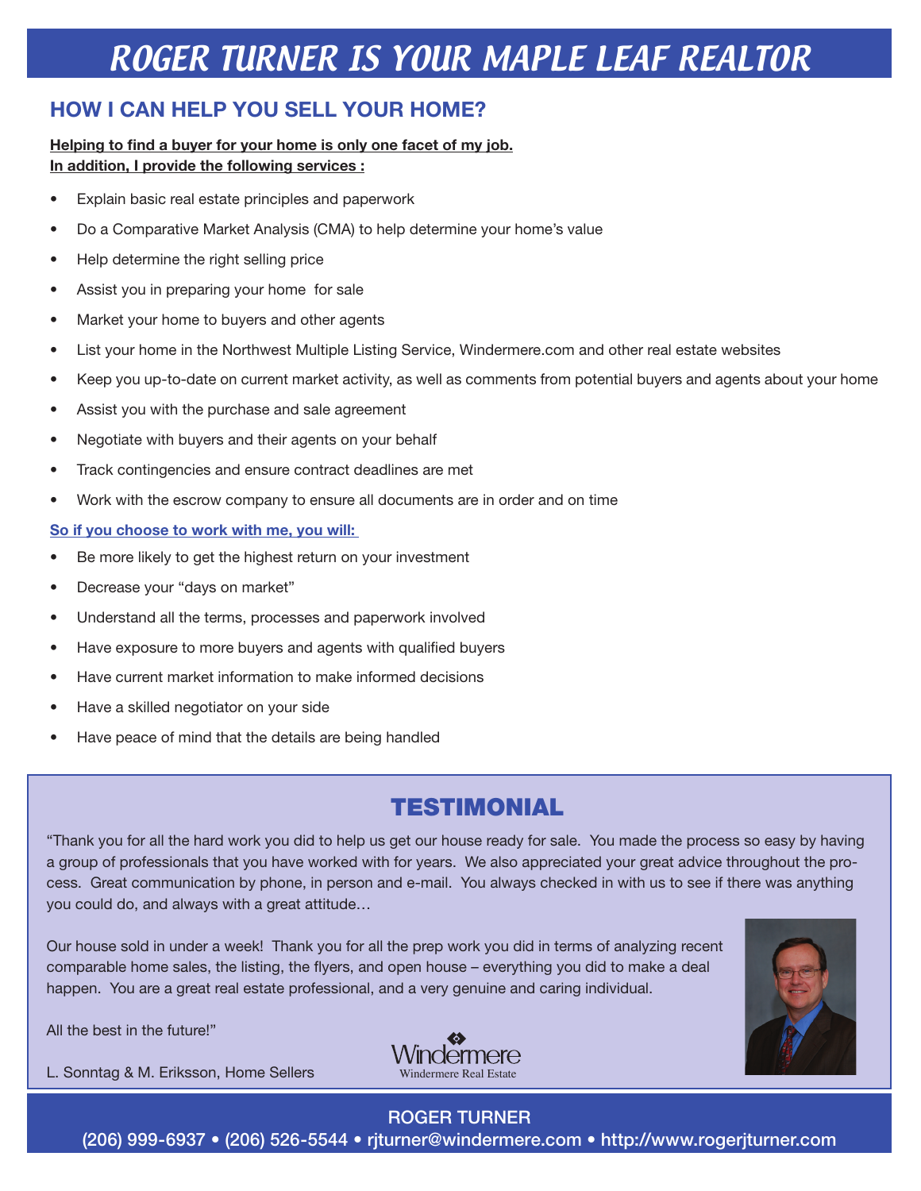# ROGER TURNER IS YOUR MAPLE LEAF REALTOR

## HOW I CAN HELP YOU SELL YOUR HOME?

**Helping to find a buyer for your home is only one facet of my job.**
**In addition, I provide the following services :**

- Explain basic real estate principles and paperwork
- Do a Comparative Market Analysis (CMA) to help determine your home's value
- Help determine the right selling price
- Assist you in preparing your home for sale
- Market your home to buyers and other agents
- List your home in the Northwest Multiple Listing Service, Windermere.com and other real estate websites
- Keep you up-to-date on current market activity, as well as comments from potential buyers and agents about your home
- Assist you with the purchase and sale agreement
- Negotiate with buyers and their agents on your behalf
- Track contingencies and ensure contract deadlines are met
- Work with the escrow company to ensure all documents are in order and on time

**So if you choose to work with me, you will:**

- Be more likely to get the highest return on your investment
- Decrease your "days on market"
- Understand all the terms, processes and paperwork involved
- Have exposure to more buyers and agents with qualified buyers
- Have current market information to make informed decisions
- Have a skilled negotiator on your side
- Have peace of mind that the details are being handled

## TESTIMONIAL

"Thank you for all the hard work you did to help us get our house ready for sale. You made the process so easy by having a group of professionals that you have worked with for years. We also appreciated your great advice throughout the process. Great communication by phone, in person and e-mail. You always checked in with us to see if there was anything you could do, and always with a great attitude…

Our house sold in under a week! Thank you for all the prep work you did in terms of analyzing recent comparable home sales, the listing, the flyers, and open house – everything you did to make a deal happen. You are a great real estate professional, and a very genuine and caring individual.

All the best in the future!"

L. Sonntag & M. Eriksson, Home Sellers

Windermere
Windermere Real Estate

ROGER TURNER
(206) 999-6937 • (206) 526-5544 • rjturner@windermere.com • http://www.rogerjturner.com